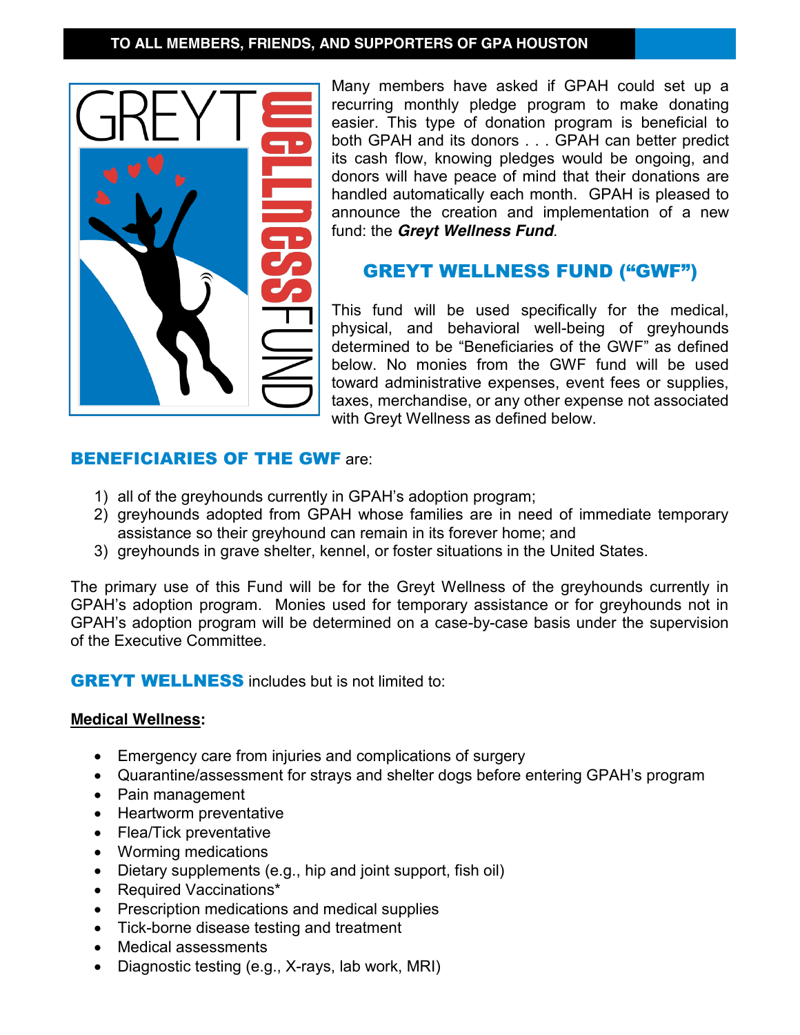**TO ALL MEMBERS, FRIENDS, AND SUPPORTERS OF GPA HOUSTON**

Many members have asked if GPAH could set up a recurring monthly pledge program to make donating easier. This type of donation program is beneficial to both GPAH and its donors . . . GPAH can better predict its cash flow, knowing pledges would be ongoing, and donors will have peace of mind that their donations are handled automatically each month. GPAH is pleased to announce the creation and implementation of a new fund: the ***Greyt Wellness Fund***.

## GREYT WELLNESS FUND ("GWF")

This fund will be used specifically for the medical, physical, and behavioral well-being of greyhounds determined to be "Beneficiaries of the GWF" as defined below. No monies from the GWF fund will be used toward administrative expenses, event fees or supplies, taxes, merchandise, or any other expense not associated with Greyt Wellness as defined below.

**BENEFICIARIES OF THE GWF** are:

1) all of the greyhounds currently in GPAH's adoption program;
2) greyhounds adopted from GPAH whose families are in need of immediate temporary assistance so their greyhound can remain in its forever home; and
3) greyhounds in grave shelter, kennel, or foster situations in the United States.

The primary use of this Fund will be for the Greyt Wellness of the greyhounds currently in GPAH's adoption program. Monies used for temporary assistance or for greyhounds not in GPAH's adoption program will be determined on a case-by-case basis under the supervision of the Executive Committee.

**GREYT WELLNESS** includes but is not limited to:

**Medical Wellness:**

- Emergency care from injuries and complications of surgery
- Quarantine/assessment for strays and shelter dogs before entering GPAH's program
- Pain management
- Heartworm preventative
- Flea/Tick preventative
- Worming medications
- Dietary supplements (e.g., hip and joint support, fish oil)
- Required Vaccinations*
- Prescription medications and medical supplies
- Tick-borne disease testing and treatment
- Medical assessments
- Diagnostic testing (e.g., X-rays, lab work, MRI)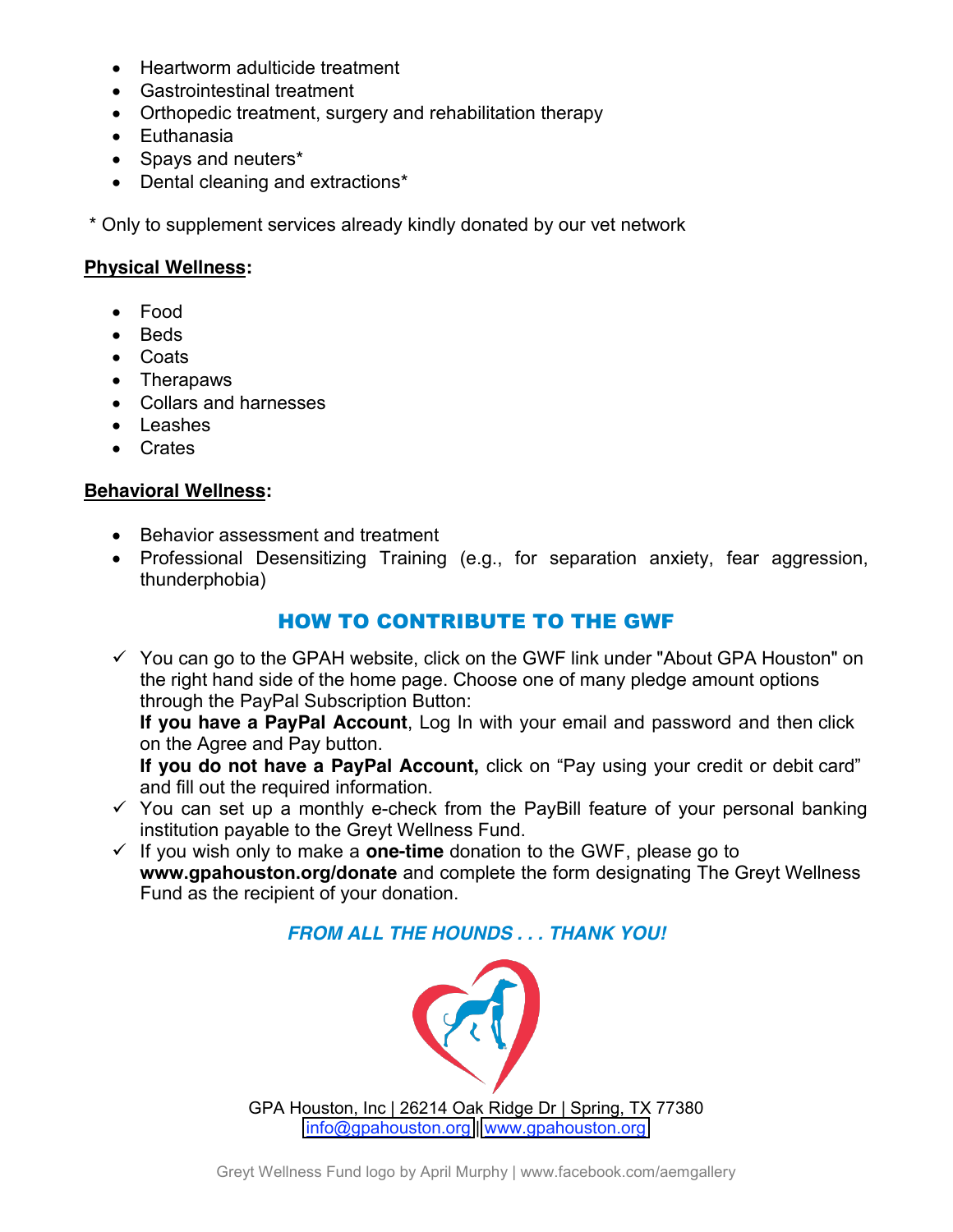- Heartworm adulticide treatment
- Gastrointestinal treatment
- Orthopedic treatment, surgery and rehabilitation therapy
- Euthanasia
- Spays and neuters*
- Dental cleaning and extractions*

* Only to supplement services already kindly donated by our vet network

**Physical Wellness:**

- Food
- Beds
- Coats
- Therapaws
- Collars and harnesses
- Leashes
- Crates

**Behavioral Wellness:**

- Behavior assessment and treatment
- Professional Desensitizing Training (e.g., for separation anxiety, fear aggression, thunderphobia)

## HOW TO CONTRIBUTE TO THE GWF

- ✓ You can go to the GPAH website, click on the GWF link under "About GPA Houston" on the right hand side of the home page. Choose one of many pledge amount options through the PayPal Subscription Button:
  **If you have a PayPal Account**, Log In with your email and password and then click on the Agree and Pay button.
  **If you do not have a PayPal Account,** click on "Pay using your credit or debit card" and fill out the required information.
- ✓ You can set up a monthly e-check from the PayBill feature of your personal banking institution payable to the Greyt Wellness Fund.
- ✓ If you wish only to make a **one-time** donation to the GWF, please go to **www.gpahouston.org/donate** and complete the form designating The Greyt Wellness Fund as the recipient of your donation.

***FROM ALL THE HOUNDS . . . THANK YOU!***

GPA Houston, Inc | 26214 Oak Ridge Dr | Spring, TX 77380
info@gpahouston.org | www.gpahouston.org

Greyt Wellness Fund logo by April Murphy | www.facebook.com/aemgallery